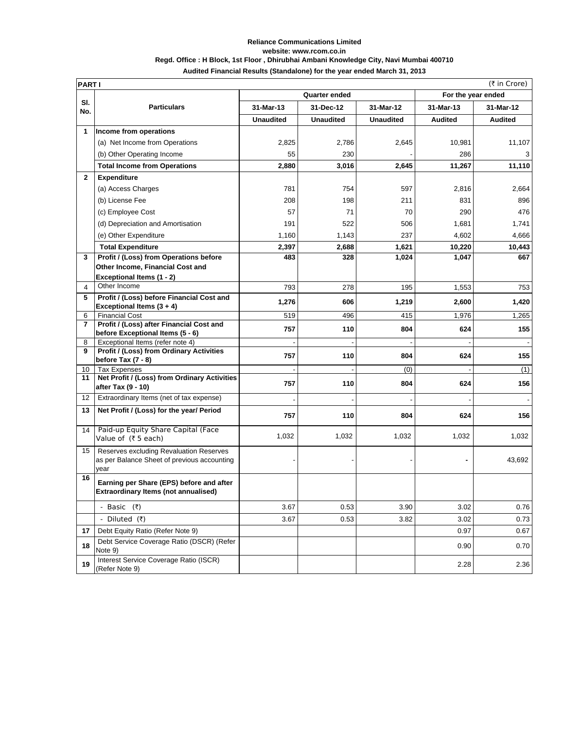**Reliance Communications Limited**
**website: www.rcom.co.in**
**Regd. Office : H Block, 1st Floor , Dhirubhai Ambani Knowledge City, Navi Mumbai 400710**
**Audited Financial Results (Standalone) for the year ended March 31, 2013**

| PART I | | | | | | (₹ in Crore) |
|---|---|---|---|---|---|---|
| Sl. No. | Particulars | Quarter ended | | | For the year ended | |
| | | 31-Mar-13 | 31-Dec-12 | 31-Mar-12 | 31-Mar-13 | 31-Mar-12 |
| | | Unaudited | Unaudited | Unaudited | Audited | Audited |
| 1 | **Income from operations** | | | | | |
| | (a) Net Income from Operations | 2,825 | 2,786 | 2,645 | 10,981 | 11,107 |
| | (b) Other Operating Income | 55 | 230 | - | 286 | 3 |
| | **Total Income from Operations** | **2,880** | **3,016** | **2,645** | **11,267** | **11,110** |
| 2 | **Expenditure** | | | | | |
| | (a) Access Charges | 781 | 754 | 597 | 2,816 | 2,664 |
| | (b) License Fee | 208 | 198 | 211 | 831 | 896 |
| | (c) Employee Cost | 57 | 71 | 70 | 290 | 476 |
| | (d) Depreciation and Amortisation | 191 | 522 | 506 | 1,681 | 1,741 |
| | (e) Other Expenditure | 1,160 | 1,143 | 237 | 4,602 | 4,666 |
| | **Total Expenditure** | **2,397** | **2,688** | **1,621** | **10,220** | **10,443** |
| 3 | **Profit / (Loss) from Operations before Other Income, Financial Cost and Exceptional Items (1 - 2)** | **483** | **328** | **1,024** | **1,047** | **667** |
| 4 | Other Income | 793 | 278 | 195 | 1,553 | 753 |
| 5 | **Profit / (Loss) before Financial Cost and Exceptional Items (3 + 4)** | **1,276** | **606** | **1,219** | **2,600** | **1,420** |
| 6 | Financial Cost | 519 | 496 | 415 | 1,976 | 1,265 |
| 7 | **Profit / (Loss) after Financial Cost and before Exceptional Items (5 - 6)** | **757** | **110** | **804** | **624** | **155** |
| 8 | Exceptional Items (refer note 4) | - | - | - | - | - |
| 9 | **Profit / (Loss) from Ordinary Activities before Tax (7 - 8)** | **757** | **110** | **804** | **624** | **155** |
| 10 | Tax Expenses | - | - | (0) | - | (1) |
| 11 | **Net Profit / (Loss) from Ordinary Activities after Tax (9 - 10)** | **757** | **110** | **804** | **624** | **156** |
| 12 | Extraordinary Items (net of tax expense) | - | - | - | - | - |
| 13 | **Net Profit / (Loss) for the year/ Period** | **757** | **110** | **804** | **624** | **156** |
| 14 | Paid-up Equity Share Capital (Face Value of (₹ 5 each) | 1,032 | 1,032 | 1,032 | 1,032 | 1,032 |
| 15 | Reserves excluding Revaluation Reserves as per Balance Sheet of previous accounting year | - | - | - | - | 43,692 |
| 16 | **Earning per Share (EPS) before and after Extraordinary Items (not annualised)** | | | | | |
| | - Basic (₹) | 3.67 | 0.53 | 3.90 | 3.02 | 0.76 |
| | - Diluted (₹) | 3.67 | 0.53 | 3.82 | 3.02 | 0.73 |
| 17 | Debt Equity Ratio (Refer Note 9) | | | | 0.97 | 0.67 |
| 18 | Debt Service Coverage Ratio (DSCR) (Refer Note 9) | | | | 0.90 | 0.70 |
| 19 | Interest Service Coverage Ratio (ISCR) (Refer Note 9) | | | | 2.28 | 2.36 |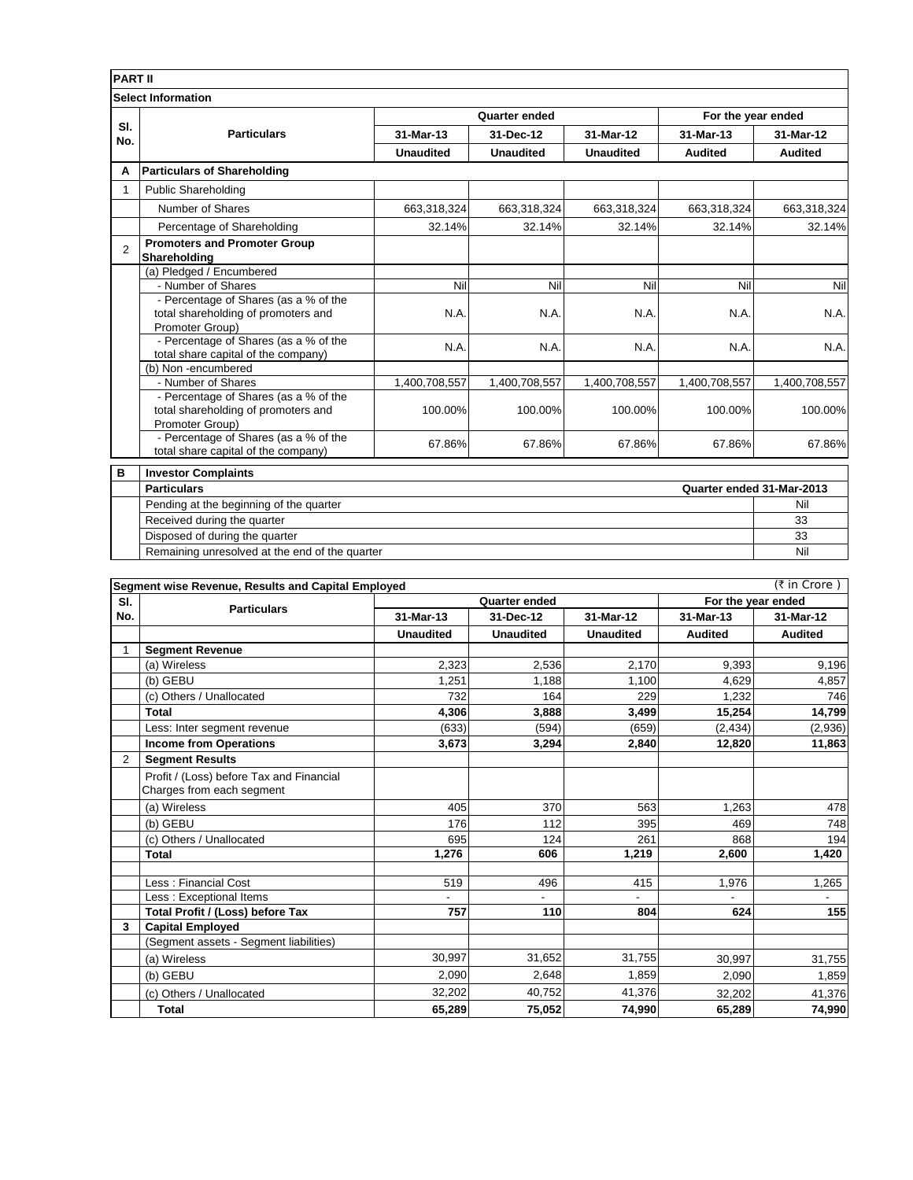**PART II**

**Select Information**

| Sl. No. | Particulars | Quarter ended | | | For the year ended | |
|---|---|---|---|---|---|---|
| | | 31-Mar-13 | 31-Dec-12 | 31-Mar-12 | 31-Mar-13 | 31-Mar-12 |
| | | Unaudited | Unaudited | Unaudited | Audited | Audited |
| **A** | **Particulars of Shareholding** | | | | | |
| 1 | Public Shareholding | | | | | |
| | Number of Shares | 663,318,324 | 663,318,324 | 663,318,324 | 663,318,324 | 663,318,324 |
| | Percentage of Shareholding | 32.14% | 32.14% | 32.14% | 32.14% | 32.14% |
| 2 | **Promoters and Promoter Group Shareholding** | | | | | |
| | (a) Pledged / Encumbered | | | | | |
| | - Number of Shares | Nil | Nil | Nil | Nil | Nil |
| | - Percentage of Shares (as a % of the total shareholding of promoters and Promoter Group) | N.A. | N.A. | N.A. | N.A. | N.A. |
| | - Percentage of Shares (as a % of the total share capital of the company) | N.A. | N.A. | N.A. | N.A. | N.A. |
| | (b) Non -encumbered | | | | | |
| | - Number of Shares | 1,400,708,557 | 1,400,708,557 | 1,400,708,557 | 1,400,708,557 | 1,400,708,557 |
| | - Percentage of Shares (as a % of the total shareholding of promoters and Promoter Group) | 100.00% | 100.00% | 100.00% | 100.00% | 100.00% |
| | - Percentage of Shares (as a % of the total share capital of the company) | 67.86% | 67.86% | 67.86% | 67.86% | 67.86% |

| | | |
|---|---|---|
| **B** | **Investor Complaints** | |
| | **Particulars** | **Quarter ended 31-Mar-2013** |
| | Pending at the beginning of the quarter | Nil |
| | Received during the quarter | 33 |
| | Disposed of during the quarter | 33 |
| | Remaining unresolved at the end of the quarter | Nil |

**Segment wise Revenue, Results and Capital Employed** (₹ in Crore )

| Sl. No. | Particulars | Quarter ended | | | For the year ended | |
|---|---|---|---|---|---|---|
| | | 31-Mar-13 | 31-Dec-12 | 31-Mar-12 | 31-Mar-13 | 31-Mar-12 |
| | | Unaudited | Unaudited | Unaudited | Audited | Audited |
| 1 | **Segment Revenue** | | | | | |
| | (a) Wireless | 2,323 | 2,536 | 2,170 | 9,393 | 9,196 |
| | (b) GEBU | 1,251 | 1,188 | 1,100 | 4,629 | 4,857 |
| | (c) Others / Unallocated | 732 | 164 | 229 | 1,232 | 746 |
| | **Total** | **4,306** | **3,888** | **3,499** | **15,254** | **14,799** |
| | Less: Inter segment revenue | (633) | (594) | (659) | (2,434) | (2,936) |
| | **Income from Operations** | **3,673** | **3,294** | **2,840** | **12,820** | **11,863** |
| 2 | **Segment Results** | | | | | |
| | Profit / (Loss) before Tax and Financial Charges from each segment | | | | | |
| | (a) Wireless | 405 | 370 | 563 | 1,263 | 478 |
| | (b) GEBU | 176 | 112 | 395 | 469 | 748 |
| | (c) Others / Unallocated | 695 | 124 | 261 | 868 | 194 |
| | **Total** | **1,276** | **606** | **1,219** | **2,600** | **1,420** |
| | | | | | | |
| | Less : Financial Cost | 519 | 496 | 415 | 1,976 | 1,265 |
| | Less : Exceptional Items | - | - | - | - | - |
| | **Total Profit / (Loss) before Tax** | **757** | **110** | **804** | **624** | **155** |
| **3** | **Capital Employed** | | | | | |
| | (Segment assets - Segment liabilities) | | | | | |
| | (a) Wireless | 30,997 | 31,652 | 31,755 | 30,997 | 31,755 |
| | (b) GEBU | 2,090 | 2,648 | 1,859 | 2,090 | 1,859 |
| | (c) Others / Unallocated | 32,202 | 40,752 | 41,376 | 32,202 | 41,376 |
| | **Total** | **65,289** | **75,052** | **74,990** | **65,289** | **74,990** |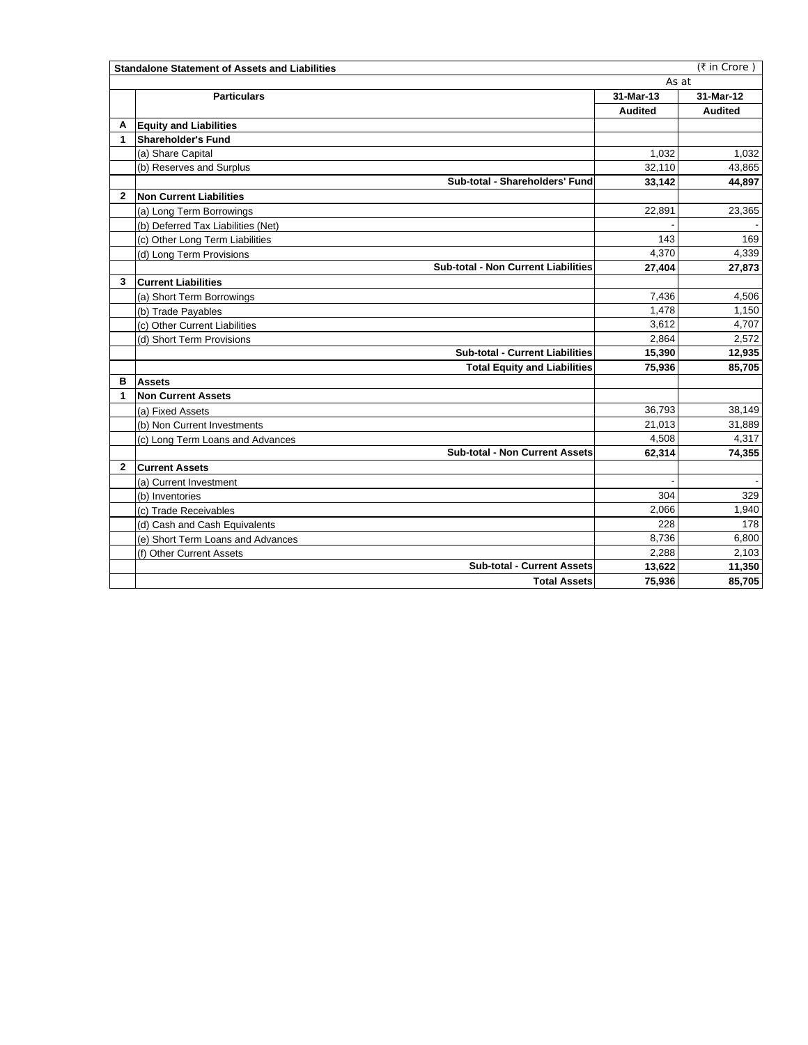| Standalone Statement of Assets and Liabilities | | (₹ in Crore ) | |
|---|---|---|---|
| | | As at | |
| | Particulars | 31-Mar-13 | 31-Mar-12 |
| | | Audited | Audited |
| A | **Equity and Liabilities** | | |
| 1 | **Shareholder's Fund** | | |
| | (a) Share Capital | 1,032 | 1,032 |
| | (b) Reserves and Surplus | 32,110 | 43,865 |
| | **Sub-total - Shareholders' Fund** | **33,142** | **44,897** |
| 2 | **Non Current Liabilities** | | |
| | (a) Long Term Borrowings | 22,891 | 23,365 |
| | (b) Deferred Tax Liabilities (Net) | - | - |
| | (c) Other Long Term Liabilities | 143 | 169 |
| | (d) Long Term Provisions | 4,370 | 4,339 |
| | **Sub-total - Non Current Liabilities** | **27,404** | **27,873** |
| 3 | **Current Liabilities** | | |
| | (a) Short Term Borrowings | 7,436 | 4,506 |
| | (b) Trade Payables | 1,478 | 1,150 |
| | (c) Other Current Liabilities | 3,612 | 4,707 |
| | (d) Short Term Provisions | 2,864 | 2,572 |
| | **Sub-total - Current Liabilities** | **15,390** | **12,935** |
| | **Total Equity and Liabilities** | **75,936** | **85,705** |
| B | **Assets** | | |
| 1 | **Non Current Assets** | | |
| | (a) Fixed Assets | 36,793 | 38,149 |
| | (b) Non Current Investments | 21,013 | 31,889 |
| | (c) Long Term Loans and Advances | 4,508 | 4,317 |
| | **Sub-total - Non Current Assets** | **62,314** | **74,355** |
| 2 | **Current Assets** | | |
| | (a) Current Investment | - | - |
| | (b) Inventories | 304 | 329 |
| | (c) Trade Receivables | 2,066 | 1,940 |
| | (d) Cash and Cash Equivalents | 228 | 178 |
| | (e) Short Term Loans and Advances | 8,736 | 6,800 |
| | (f) Other Current Assets | 2,288 | 2,103 |
| | **Sub-total - Current Assets** | **13,622** | **11,350** |
| | **Total Assets** | **75,936** | **85,705** |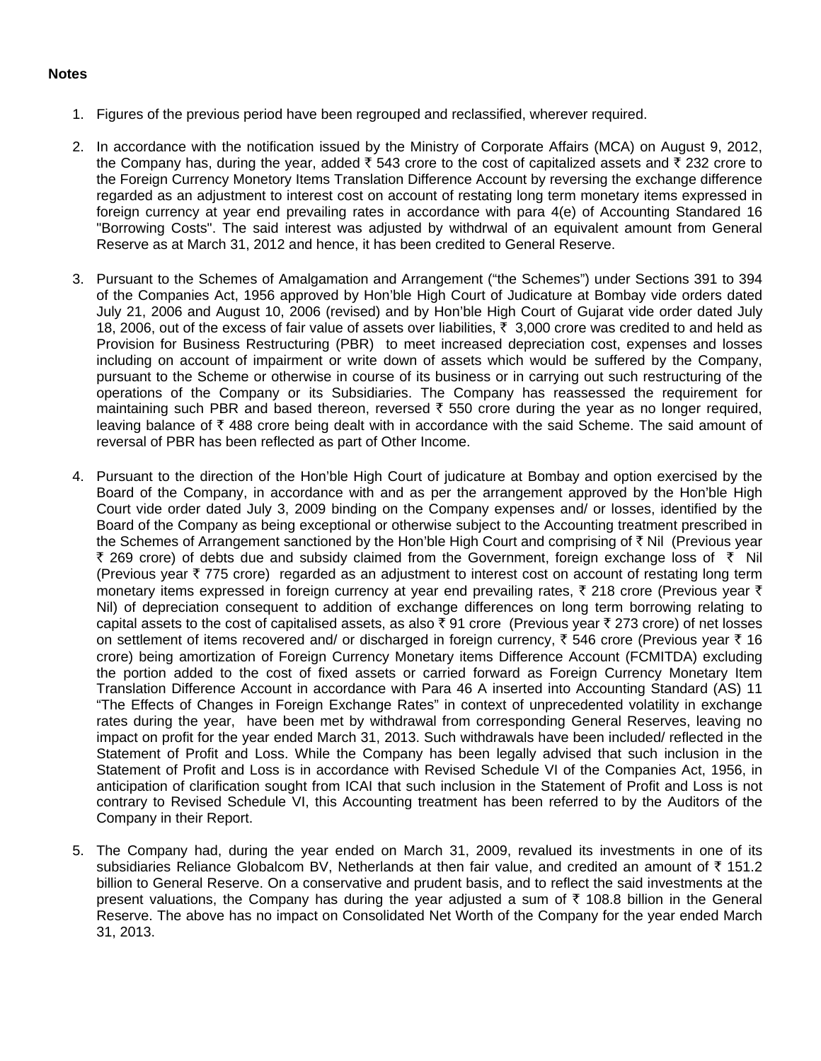**Notes**

1. Figures of the previous period have been regrouped and reclassified, wherever required.

2. In accordance with the notification issued by the Ministry of Corporate Affairs (MCA) on August 9, 2012, the Company has, during the year, added ₹ 543 crore to the cost of capitalized assets and ₹ 232 crore to the Foreign Currency Monetory Items Translation Difference Account by reversing the exchange difference regarded as an adjustment to interest cost on account of restating long term monetary items expressed in foreign currency at year end prevailing rates in accordance with para 4(e) of Accounting Standared 16 "Borrowing Costs". The said interest was adjusted by withdrwal of an equivalent amount from General Reserve as at March 31, 2012 and hence, it has been credited to General Reserve.

3. Pursuant to the Schemes of Amalgamation and Arrangement ("the Schemes") under Sections 391 to 394 of the Companies Act, 1956 approved by Hon'ble High Court of Judicature at Bombay vide orders dated July 21, 2006 and August 10, 2006 (revised) and by Hon'ble High Court of Gujarat vide order dated July 18, 2006, out of the excess of fair value of assets over liabilities, ₹ 3,000 crore was credited to and held as Provision for Business Restructuring (PBR) to meet increased depreciation cost, expenses and losses including on account of impairment or write down of assets which would be suffered by the Company, pursuant to the Scheme or otherwise in course of its business or in carrying out such restructuring of the operations of the Company or its Subsidiaries. The Company has reassessed the requirement for maintaining such PBR and based thereon, reversed ₹ 550 crore during the year as no longer required, leaving balance of ₹ 488 crore being dealt with in accordance with the said Scheme. The said amount of reversal of PBR has been reflected as part of Other Income.

4. Pursuant to the direction of the Hon'ble High Court of judicature at Bombay and option exercised by the Board of the Company, in accordance with and as per the arrangement approved by the Hon'ble High Court vide order dated July 3, 2009 binding on the Company expenses and/ or losses, identified by the Board of the Company as being exceptional or otherwise subject to the Accounting treatment prescribed in the Schemes of Arrangement sanctioned by the Hon'ble High Court and comprising of ₹ Nil (Previous year ₹ 269 crore) of debts due and subsidy claimed from the Government, foreign exchange loss of ₹ Nil (Previous year ₹ 775 crore) regarded as an adjustment to interest cost on account of restating long term monetary items expressed in foreign currency at year end prevailing rates, ₹ 218 crore (Previous year ₹ Nil) of depreciation consequent to addition of exchange differences on long term borrowing relating to capital assets to the cost of capitalised assets, as also ₹ 91 crore (Previous year ₹ 273 crore) of net losses on settlement of items recovered and/ or discharged in foreign currency, ₹ 546 crore (Previous year ₹ 16 crore) being amortization of Foreign Currency Monetary items Difference Account (FCMITDA) excluding the portion added to the cost of fixed assets or carried forward as Foreign Currency Monetary Item Translation Difference Account in accordance with Para 46 A inserted into Accounting Standard (AS) 11 "The Effects of Changes in Foreign Exchange Rates" in context of unprecedented volatility in exchange rates during the year, have been met by withdrawal from corresponding General Reserves, leaving no impact on profit for the year ended March 31, 2013. Such withdrawals have been included/ reflected in the Statement of Profit and Loss. While the Company has been legally advised that such inclusion in the Statement of Profit and Loss is in accordance with Revised Schedule VI of the Companies Act, 1956, in anticipation of clarification sought from ICAI that such inclusion in the Statement of Profit and Loss is not contrary to Revised Schedule VI, this Accounting treatment has been referred to by the Auditors of the Company in their Report.

5. The Company had, during the year ended on March 31, 2009, revalued its investments in one of its subsidiaries Reliance Globalcom BV, Netherlands at then fair value, and credited an amount of ₹ 151.2 billion to General Reserve. On a conservative and prudent basis, and to reflect the said investments at the present valuations, the Company has during the year adjusted a sum of ₹ 108.8 billion in the General Reserve. The above has no impact on Consolidated Net Worth of the Company for the year ended March 31, 2013.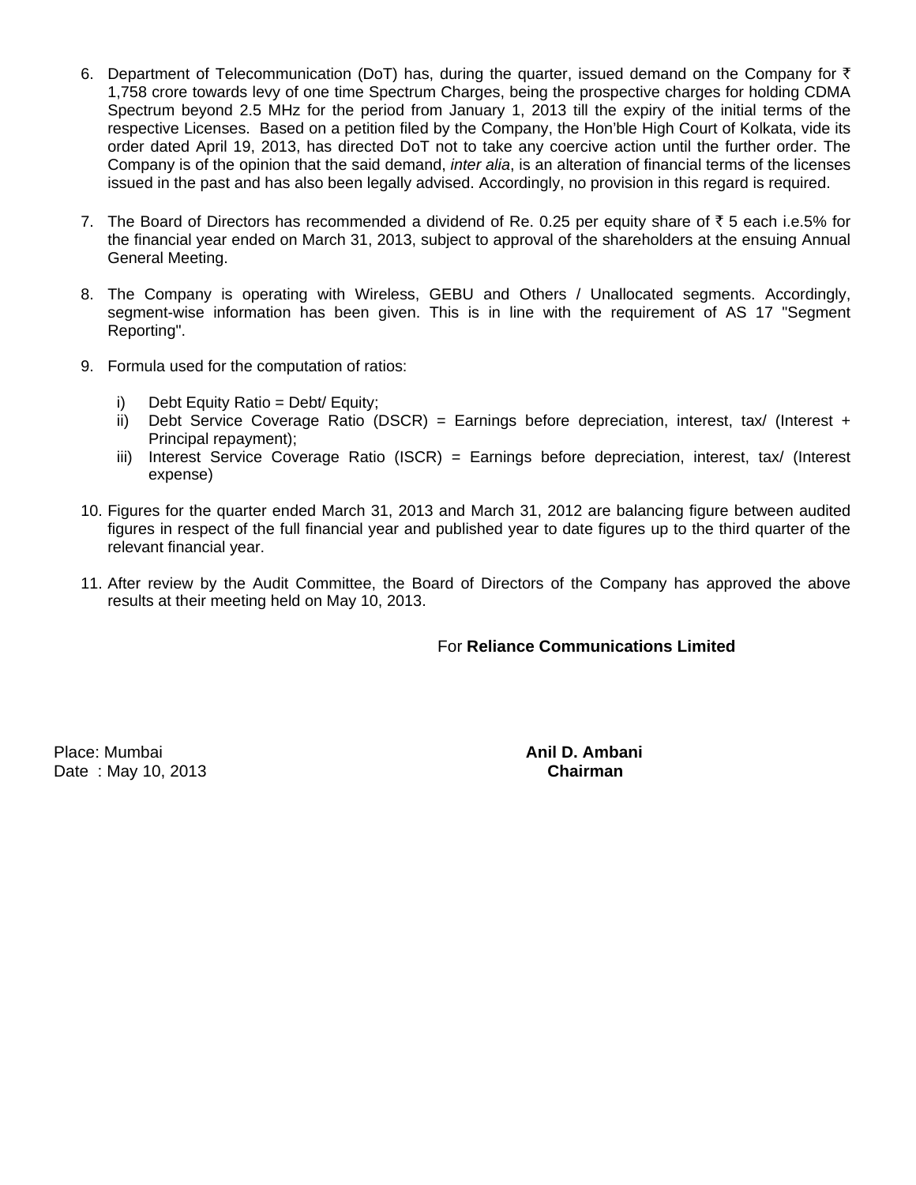6. Department of Telecommunication (DoT) has, during the quarter, issued demand on the Company for ₹ 1,758 crore towards levy of one time Spectrum Charges, being the prospective charges for holding CDMA Spectrum beyond 2.5 MHz for the period from January 1, 2013 till the expiry of the initial terms of the respective Licenses. Based on a petition filed by the Company, the Hon'ble High Court of Kolkata, vide its order dated April 19, 2013, has directed DoT not to take any coercive action until the further order. The Company is of the opinion that the said demand, *inter alia*, is an alteration of financial terms of the licenses issued in the past and has also been legally advised. Accordingly, no provision in this regard is required.

7. The Board of Directors has recommended a dividend of Re. 0.25 per equity share of ₹ 5 each i.e.5% for the financial year ended on March 31, 2013, subject to approval of the shareholders at the ensuing Annual General Meeting.

8. The Company is operating with Wireless, GEBU and Others / Unallocated segments. Accordingly, segment-wise information has been given. This is in line with the requirement of AS 17 "Segment Reporting".

9. Formula used for the computation of ratios:

   i) Debt Equity Ratio = Debt/ Equity;
   ii) Debt Service Coverage Ratio (DSCR) = Earnings before depreciation, interest, tax/ (Interest + Principal repayment);
   iii) Interest Service Coverage Ratio (ISCR) = Earnings before depreciation, interest, tax/ (Interest expense)

10. Figures for the quarter ended March 31, 2013 and March 31, 2012 are balancing figure between audited figures in respect of the full financial year and published year to date figures up to the third quarter of the relevant financial year.

11. After review by the Audit Committee, the Board of Directors of the Company has approved the above results at their meeting held on May 10, 2013.

For **Reliance Communications Limited**

Place: Mumbai
Date : May 10, 2013

**Anil D. Ambani**
**Chairman**